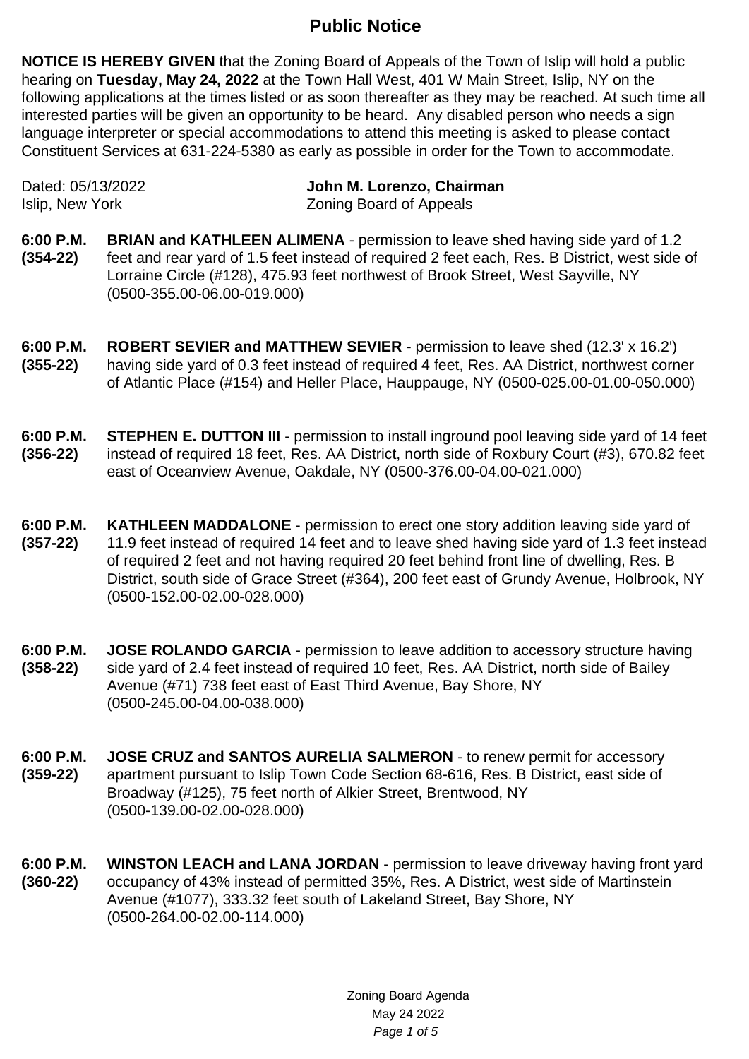# Public Notice

**NOTICE IS HEREBY GIVEN** that the Zoning Board of Appeals of the Town of Islip will hold a public hearing on **Tuesday, May 24, 2022** at the Town Hall West, 401 W Main Street, Islip, NY on the following applications at the times listed or as soon thereafter as they may be reached. At such time all interested parties will be given an opportunity to be heard. Any disabled person who needs a sign language interpreter or special accommodations to attend this meeting is asked to please contact Constituent Services at 631-224-5380 as early as possible in order for the Town to accommodate.

Dated: 05/13/2022
Islip, New York

**John M. Lorenzo, Chairman**
Zoning Board of Appeals

**6:00 P.M. (354-22)** **BRIAN and KATHLEEN ALIMENA** - permission to leave shed having side yard of 1.2 feet and rear yard of 1.5 feet instead of required 2 feet each, Res. B District, west side of Lorraine Circle (#128), 475.93 feet northwest of Brook Street, West Sayville, NY (0500-355.00-06.00-019.000)

**6:00 P.M. (355-22)** **ROBERT SEVIER and MATTHEW SEVIER** - permission to leave shed (12.3' x 16.2') having side yard of 0.3 feet instead of required 4 feet, Res. AA District, northwest corner of Atlantic Place (#154) and Heller Place, Hauppauge, NY (0500-025.00-01.00-050.000)

**6:00 P.M. (356-22)** **STEPHEN E. DUTTON III** - permission to install inground pool leaving side yard of 14 feet instead of required 18 feet, Res. AA District, north side of Roxbury Court (#3), 670.82 feet east of Oceanview Avenue, Oakdale, NY (0500-376.00-04.00-021.000)

**6:00 P.M. (357-22)** **KATHLEEN MADDALONE** - permission to erect one story addition leaving side yard of 11.9 feet instead of required 14 feet and to leave shed having side yard of 1.3 feet instead of required 2 feet and not having required 20 feet behind front line of dwelling, Res. B District, south side of Grace Street (#364), 200 feet east of Grundy Avenue, Holbrook, NY (0500-152.00-02.00-028.000)

**6:00 P.M. (358-22)** **JOSE ROLANDO GARCIA** - permission to leave addition to accessory structure having side yard of 2.4 feet instead of required 10 feet, Res. AA District, north side of Bailey Avenue (#71) 738 feet east of East Third Avenue, Bay Shore, NY (0500-245.00-04.00-038.000)

**6:00 P.M. (359-22)** **JOSE CRUZ and SANTOS AURELIA SALMERON** - to renew permit for accessory apartment pursuant to Islip Town Code Section 68-616, Res. B District, east side of Broadway (#125), 75 feet north of Alkier Street, Brentwood, NY (0500-139.00-02.00-028.000)

**6:00 P.M. (360-22)** **WINSTON LEACH and LANA JORDAN** - permission to leave driveway having front yard occupancy of 43% instead of permitted 35%, Res. A District, west side of Martinstein Avenue (#1077), 333.32 feet south of Lakeland Street, Bay Shore, NY (0500-264.00-02.00-114.000)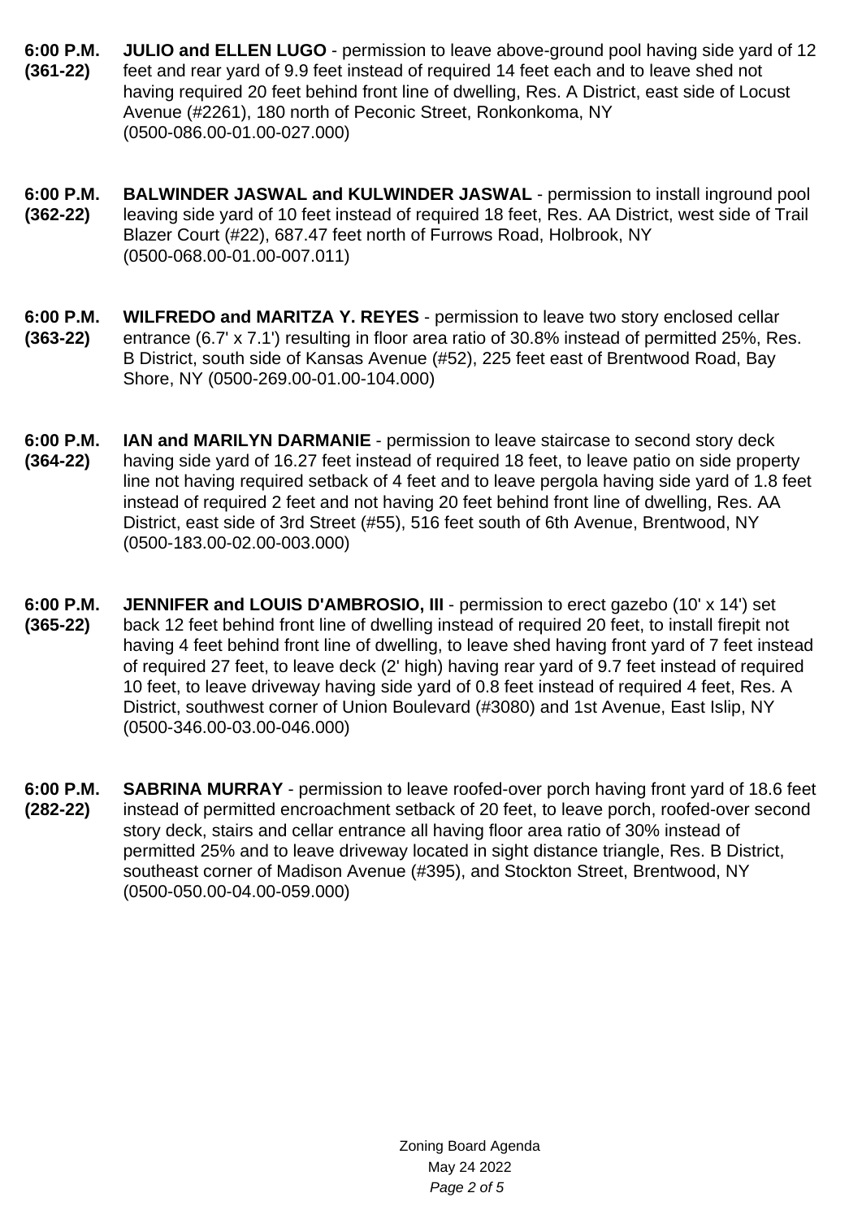**6:00 P.M.**
**(361-22)**

**JULIO and ELLEN LUGO** - permission to leave above-ground pool having side yard of 12 feet and rear yard of 9.9 feet instead of required 14 feet each and to leave shed not having required 20 feet behind front line of dwelling, Res. A District, east side of Locust Avenue (#2261), 180 north of Peconic Street, Ronkonkoma, NY (0500-086.00-01.00-027.000)

**6:00 P.M.**
**(362-22)**

**BALWINDER JASWAL and KULWINDER JASWAL** - permission to install inground pool leaving side yard of 10 feet instead of required 18 feet, Res. AA District, west side of Trail Blazer Court (#22), 687.47 feet north of Furrows Road, Holbrook, NY (0500-068.00-01.00-007.011)

**6:00 P.M.**
**(363-22)**

**WILFREDO and MARITZA Y. REYES** - permission to leave two story enclosed cellar entrance (6.7' x 7.1') resulting in floor area ratio of 30.8% instead of permitted 25%, Res. B District, south side of Kansas Avenue (#52), 225 feet east of Brentwood Road, Bay Shore, NY (0500-269.00-01.00-104.000)

**6:00 P.M.**
**(364-22)**

**IAN and MARILYN DARMANIE** - permission to leave staircase to second story deck having side yard of 16.27 feet instead of required 18 feet, to leave patio on side property line not having required setback of 4 feet and to leave pergola having side yard of 1.8 feet instead of required 2 feet and not having 20 feet behind front line of dwelling, Res. AA District, east side of 3rd Street (#55), 516 feet south of 6th Avenue, Brentwood, NY (0500-183.00-02.00-003.000)

**6:00 P.M.**
**(365-22)**

**JENNIFER and LOUIS D'AMBROSIO, III** - permission to erect gazebo (10' x 14') set back 12 feet behind front line of dwelling instead of required 20 feet, to install firepit not having 4 feet behind front line of dwelling, to leave shed having front yard of 7 feet instead of required 27 feet, to leave deck (2' high) having rear yard of 9.7 feet instead of required 10 feet, to leave driveway having side yard of 0.8 feet instead of required 4 feet, Res. A District, southwest corner of Union Boulevard (#3080) and 1st Avenue, East Islip, NY (0500-346.00-03.00-046.000)

**6:00 P.M.**
**(282-22)**

**SABRINA MURRAY** - permission to leave roofed-over porch having front yard of 18.6 feet instead of permitted encroachment setback of 20 feet, to leave porch, roofed-over second story deck, stairs and cellar entrance all having floor area ratio of 30% instead of permitted 25% and to leave driveway located in sight distance triangle, Res. B District, southeast corner of Madison Avenue (#395), and Stockton Street, Brentwood, NY (0500-050.00-04.00-059.000)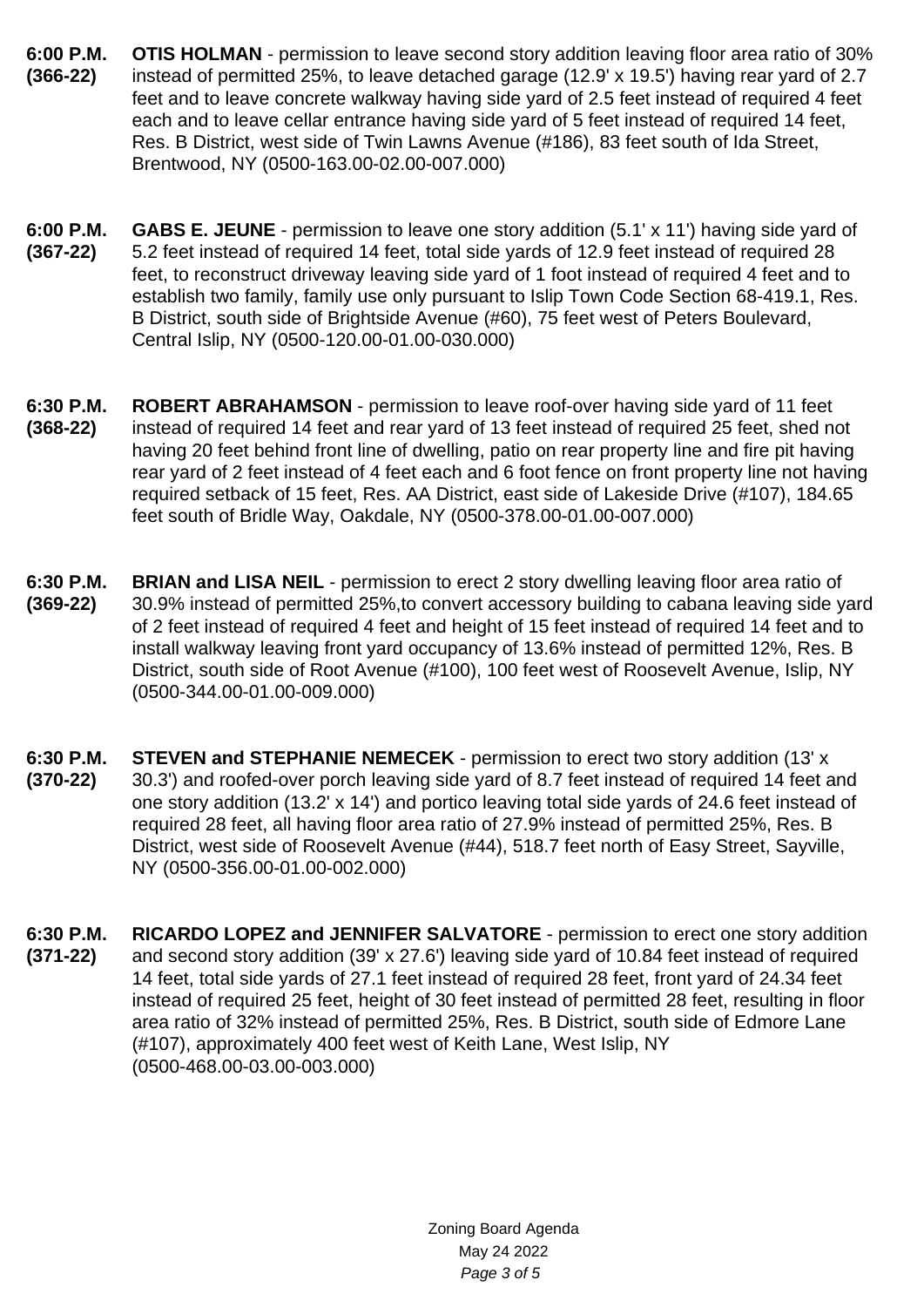**6:00 P.M. (366-22)** **OTIS HOLMAN** - permission to leave second story addition leaving floor area ratio of 30% instead of permitted 25%, to leave detached garage (12.9' x 19.5') having rear yard of 2.7 feet and to leave concrete walkway having side yard of 2.5 feet instead of required 4 feet each and to leave cellar entrance having side yard of 5 feet instead of required 14 feet, Res. B District, west side of Twin Lawns Avenue (#186), 83 feet south of Ida Street, Brentwood, NY (0500-163.00-02.00-007.000)

**6:00 P.M. (367-22)** **GABS E. JEUNE** - permission to leave one story addition (5.1' x 11') having side yard of 5.2 feet instead of required 14 feet, total side yards of 12.9 feet instead of required 28 feet, to reconstruct driveway leaving side yard of 1 foot instead of required 4 feet and to establish two family, family use only pursuant to Islip Town Code Section 68-419.1, Res. B District, south side of Brightside Avenue (#60), 75 feet west of Peters Boulevard, Central Islip, NY (0500-120.00-01.00-030.000)

**6:30 P.M. (368-22)** **ROBERT ABRAHAMSON** - permission to leave roof-over having side yard of 11 feet instead of required 14 feet and rear yard of 13 feet instead of required 25 feet, shed not having 20 feet behind front line of dwelling, patio on rear property line and fire pit having rear yard of 2 feet instead of 4 feet each and 6 foot fence on front property line not having required setback of 15 feet, Res. AA District, east side of Lakeside Drive (#107), 184.65 feet south of Bridle Way, Oakdale, NY (0500-378.00-01.00-007.000)

**6:30 P.M. (369-22)** **BRIAN and LISA NEIL** - permission to erect 2 story dwelling leaving floor area ratio of 30.9% instead of permitted 25%,to convert accessory building to cabana leaving side yard of 2 feet instead of required 4 feet and height of 15 feet instead of required 14 feet and to install walkway leaving front yard occupancy of 13.6% instead of permitted 12%, Res. B District, south side of Root Avenue (#100), 100 feet west of Roosevelt Avenue, Islip, NY (0500-344.00-01.00-009.000)

**6:30 P.M. (370-22)** **STEVEN and STEPHANIE NEMECEK** - permission to erect two story addition (13' x 30.3') and roofed-over porch leaving side yard of 8.7 feet instead of required 14 feet and one story addition (13.2' x 14') and portico leaving total side yards of 24.6 feet instead of required 28 feet, all having floor area ratio of 27.9% instead of permitted 25%, Res. B District, west side of Roosevelt Avenue (#44), 518.7 feet north of Easy Street, Sayville, NY (0500-356.00-01.00-002.000)

**6:30 P.M. (371-22)** **RICARDO LOPEZ and JENNIFER SALVATORE** - permission to erect one story addition and second story addition (39' x 27.6') leaving side yard of 10.84 feet instead of required 14 feet, total side yards of 27.1 feet instead of required 28 feet, front yard of 24.34 feet instead of required 25 feet, height of 30 feet instead of permitted 28 feet, resulting in floor area ratio of 32% instead of permitted 25%, Res. B District, south side of Edmore Lane (#107), approximately 400 feet west of Keith Lane, West Islip, NY (0500-468.00-03.00-003.000)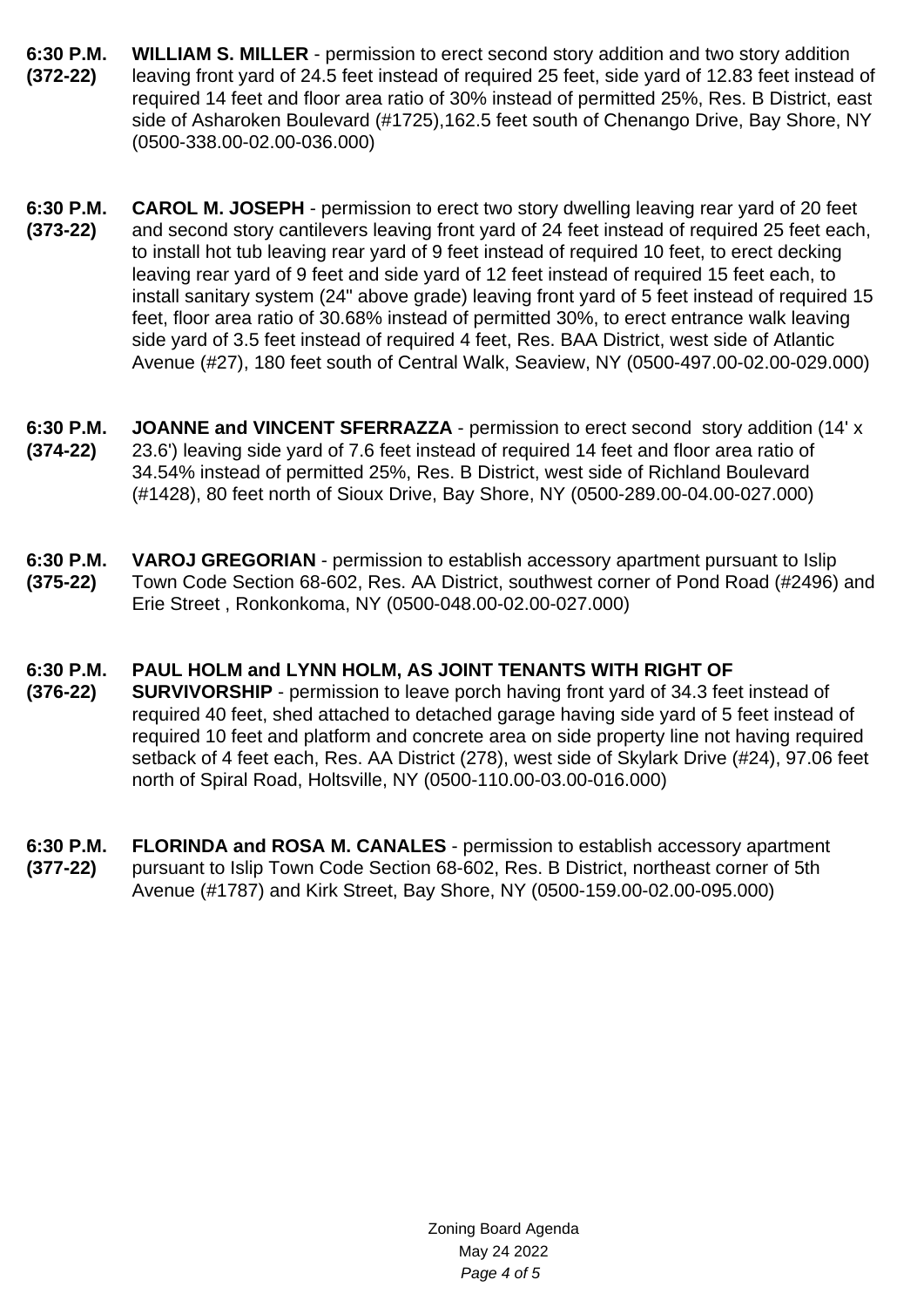**6:30 P.M. (372-22)** **WILLIAM S. MILLER** - permission to erect second story addition and two story addition leaving front yard of 24.5 feet instead of required 25 feet, side yard of 12.83 feet instead of required 14 feet and floor area ratio of 30% instead of permitted 25%, Res. B District, east side of Asharoken Boulevard (#1725),162.5 feet south of Chenango Drive, Bay Shore, NY (0500-338.00-02.00-036.000)

**6:30 P.M. (373-22)** **CAROL M. JOSEPH** - permission to erect two story dwelling leaving rear yard of 20 feet and second story cantilevers leaving front yard of 24 feet instead of required 25 feet each, to install hot tub leaving rear yard of 9 feet instead of required 10 feet, to erect decking leaving rear yard of 9 feet and side yard of 12 feet instead of required 15 feet each, to install sanitary system (24" above grade) leaving front yard of 5 feet instead of required 15 feet, floor area ratio of 30.68% instead of permitted 30%, to erect entrance walk leaving side yard of 3.5 feet instead of required 4 feet, Res. BAA District, west side of Atlantic Avenue (#27), 180 feet south of Central Walk, Seaview, NY (0500-497.00-02.00-029.000)

**6:30 P.M. (374-22)** **JOANNE and VINCENT SFERRAZZA** - permission to erect second story addition (14' x 23.6') leaving side yard of 7.6 feet instead of required 14 feet and floor area ratio of 34.54% instead of permitted 25%, Res. B District, west side of Richland Boulevard (#1428), 80 feet north of Sioux Drive, Bay Shore, NY (0500-289.00-04.00-027.000)

**6:30 P.M. (375-22)** **VAROJ GREGORIAN** - permission to establish accessory apartment pursuant to Islip Town Code Section 68-602, Res. AA District, southwest corner of Pond Road (#2496) and Erie Street , Ronkonkoma, NY (0500-048.00-02.00-027.000)

**6:30 P.M. (376-22)** **PAUL HOLM and LYNN HOLM, AS JOINT TENANTS WITH RIGHT OF SURVIVORSHIP** - permission to leave porch having front yard of 34.3 feet instead of required 40 feet, shed attached to detached garage having side yard of 5 feet instead of required 10 feet and platform and concrete area on side property line not having required setback of 4 feet each, Res. AA District (278), west side of Skylark Drive (#24), 97.06 feet north of Spiral Road, Holtsville, NY (0500-110.00-03.00-016.000)

**6:30 P.M. (377-22)** **FLORINDA and ROSA M. CANALES** - permission to establish accessory apartment pursuant to Islip Town Code Section 68-602, Res. B District, northeast corner of 5th Avenue (#1787) and Kirk Street, Bay Shore, NY (0500-159.00-02.00-095.000)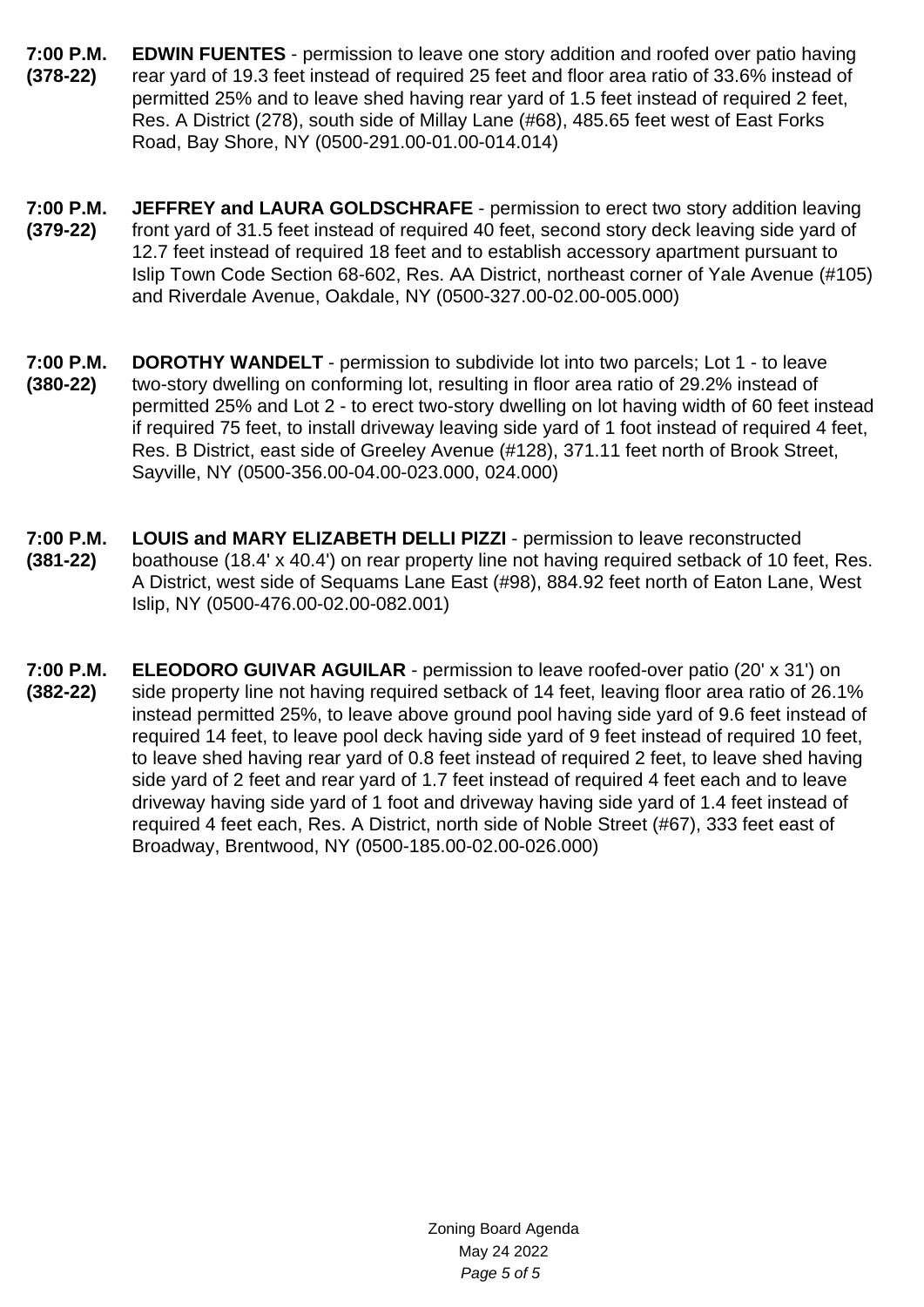**7:00 P.M. (378-22)** **EDWIN FUENTES** - permission to leave one story addition and roofed over patio having rear yard of 19.3 feet instead of required 25 feet and floor area ratio of 33.6% instead of permitted 25% and to leave shed having rear yard of 1.5 feet instead of required 2 feet, Res. A District (278), south side of Millay Lane (#68), 485.65 feet west of East Forks Road, Bay Shore, NY (0500-291.00-01.00-014.014)

**7:00 P.M. (379-22)** **JEFFREY and LAURA GOLDSCHRAFE** - permission to erect two story addition leaving front yard of 31.5 feet instead of required 40 feet, second story deck leaving side yard of 12.7 feet instead of required 18 feet and to establish accessory apartment pursuant to Islip Town Code Section 68-602, Res. AA District, northeast corner of Yale Avenue (#105) and Riverdale Avenue, Oakdale, NY (0500-327.00-02.00-005.000)

**7:00 P.M. (380-22)** **DOROTHY WANDELT** - permission to subdivide lot into two parcels; Lot 1 - to leave two-story dwelling on conforming lot, resulting in floor area ratio of 29.2% instead of permitted 25% and Lot 2 - to erect two-story dwelling on lot having width of 60 feet instead if required 75 feet, to install driveway leaving side yard of 1 foot instead of required 4 feet, Res. B District, east side of Greeley Avenue (#128), 371.11 feet north of Brook Street, Sayville, NY (0500-356.00-04.00-023.000, 024.000)

**7:00 P.M. (381-22)** **LOUIS and MARY ELIZABETH DELLI PIZZI** - permission to leave reconstructed boathouse (18.4' x 40.4') on rear property line not having required setback of 10 feet, Res. A District, west side of Sequams Lane East (#98), 884.92 feet north of Eaton Lane, West Islip, NY (0500-476.00-02.00-082.001)

**7:00 P.M. (382-22)** **ELEODORO GUIVAR AGUILAR** - permission to leave roofed-over patio (20' x 31') on side property line not having required setback of 14 feet, leaving floor area ratio of 26.1% instead permitted 25%, to leave above ground pool having side yard of 9.6 feet instead of required 14 feet, to leave pool deck having side yard of 9 feet instead of required 10 feet, to leave shed having rear yard of 0.8 feet instead of required 2 feet, to leave shed having side yard of 2 feet and rear yard of 1.7 feet instead of required 4 feet each and to leave driveway having side yard of 1 foot and driveway having side yard of 1.4 feet instead of required 4 feet each, Res. A District, north side of Noble Street (#67), 333 feet east of Broadway, Brentwood, NY (0500-185.00-02.00-026.000)